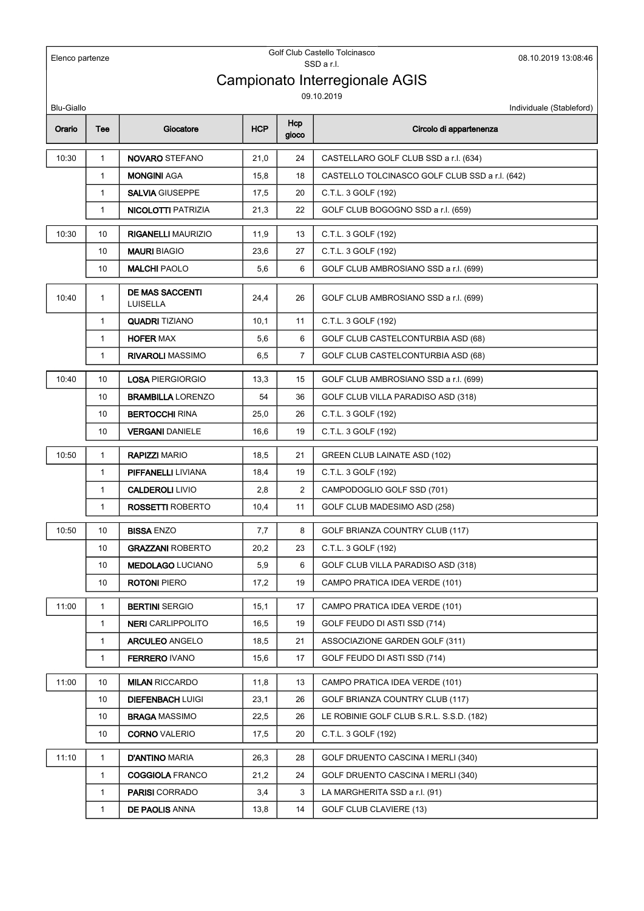Elenco partenze

Golf Club Castello Tolcinasco
SSD a r.l.

08.10.2019 13:08:46

# Campionato Interregionale AGIS

09.10.2019

Blu-Giallo

Individuale (Stableford)

| Orario | Tee | Giocatore | HCP | Hcp gioco | Circolo di appartenenza |
|---|---|---|---|---|---|
| 10:30 | 1 | **NOVARO** STEFANO | 21,0 | 24 | CASTELLARO GOLF CLUB SSD a r.l. (634) |
| | 1 | **MONGINI** AGA | 15,8 | 18 | CASTELLO TOLCINASCO GOLF CLUB SSD a r.l. (642) |
| | 1 | **SALVIA** GIUSEPPE | 17,5 | 20 | C.T.L. 3 GOLF (192) |
| | 1 | **NICOLOTTI** PATRIZIA | 21,3 | 22 | GOLF CLUB BOGOGNO SSD a r.l. (659) |
| 10:30 | 10 | **RIGANELLI** MAURIZIO | 11,9 | 13 | C.T.L. 3 GOLF (192) |
| | 10 | **MAURI** BIAGIO | 23,6 | 27 | C.T.L. 3 GOLF (192) |
| | 10 | **MALCHI** PAOLO | 5,6 | 6 | GOLF CLUB AMBROSIANO SSD a r.l. (699) |
| 10:40 | 1 | **DE MAS SACCENTI** LUISELLA | 24,4 | 26 | GOLF CLUB AMBROSIANO SSD a r.l. (699) |
| | 1 | **QUADRI** TIZIANO | 10,1 | 11 | C.T.L. 3 GOLF (192) |
| | 1 | **HOFER** MAX | 5,6 | 6 | GOLF CLUB CASTELCONTURBIA ASD (68) |
| | 1 | **RIVAROLI** MASSIMO | 6,5 | 7 | GOLF CLUB CASTELCONTURBIA ASD (68) |
| 10:40 | 10 | **LOSA** PIERGIORGIO | 13,3 | 15 | GOLF CLUB AMBROSIANO SSD a r.l. (699) |
| | 10 | **BRAMBILLA** LORENZO | 54 | 36 | GOLF CLUB VILLA PARADISO ASD (318) |
| | 10 | **BERTOCCHI** RINA | 25,0 | 26 | C.T.L. 3 GOLF (192) |
| | 10 | **VERGANI** DANIELE | 16,6 | 19 | C.T.L. 3 GOLF (192) |
| 10:50 | 1 | **RAPIZZI** MARIO | 18,5 | 21 | GREEN CLUB LAINATE ASD (102) |
| | 1 | **PIFFANELLI** LIVIANA | 18,4 | 19 | C.T.L. 3 GOLF (192) |
| | 1 | **CALDEROLI** LIVIO | 2,8 | 2 | CAMPODOGLIO GOLF SSD (701) |
| | 1 | **ROSSETTI** ROBERTO | 10,4 | 11 | GOLF CLUB MADESIMO ASD (258) |
| 10:50 | 10 | **BISSA** ENZO | 7,7 | 8 | GOLF BRIANZA COUNTRY CLUB (117) |
| | 10 | **GRAZZANI** ROBERTO | 20,2 | 23 | C.T.L. 3 GOLF (192) |
| | 10 | **MEDOLAGO** LUCIANO | 5,9 | 6 | GOLF CLUB VILLA PARADISO ASD (318) |
| | 10 | **ROTONI** PIERO | 17,2 | 19 | CAMPO PRATICA IDEA VERDE (101) |
| 11:00 | 1 | **BERTINI** SERGIO | 15,1 | 17 | CAMPO PRATICA IDEA VERDE (101) |
| | 1 | **NERI** CARLIPPOLITO | 16,5 | 19 | GOLF FEUDO DI ASTI SSD (714) |
| | 1 | **ARCULEO** ANGELO | 18,5 | 21 | ASSOCIAZIONE GARDEN GOLF (311) |
| | 1 | **FERRERO** IVANO | 15,6 | 17 | GOLF FEUDO DI ASTI SSD (714) |
| 11:00 | 10 | **MILAN** RICCARDO | 11,8 | 13 | CAMPO PRATICA IDEA VERDE (101) |
| | 10 | **DIEFENBACH** LUIGI | 23,1 | 26 | GOLF BRIANZA COUNTRY CLUB (117) |
| | 10 | **BRAGA** MASSIMO | 22,5 | 26 | LE ROBINIE GOLF CLUB S.R.L. S.S.D. (182) |
| | 10 | **CORNO** VALERIO | 17,5 | 20 | C.T.L. 3 GOLF (192) |
| 11:10 | 1 | **D'ANTINO** MARIA | 26,3 | 28 | GOLF DRUENTO CASCINA I MERLI (340) |
| | 1 | **COGGIOLA** FRANCO | 21,2 | 24 | GOLF DRUENTO CASCINA I MERLI (340) |
| | 1 | **PARISI** CORRADO | 3,4 | 3 | LA MARGHERITA SSD a r.l. (91) |
| | 1 | **DE PAOLIS** ANNA | 13,8 | 14 | GOLF CLUB CLAVIERE (13) |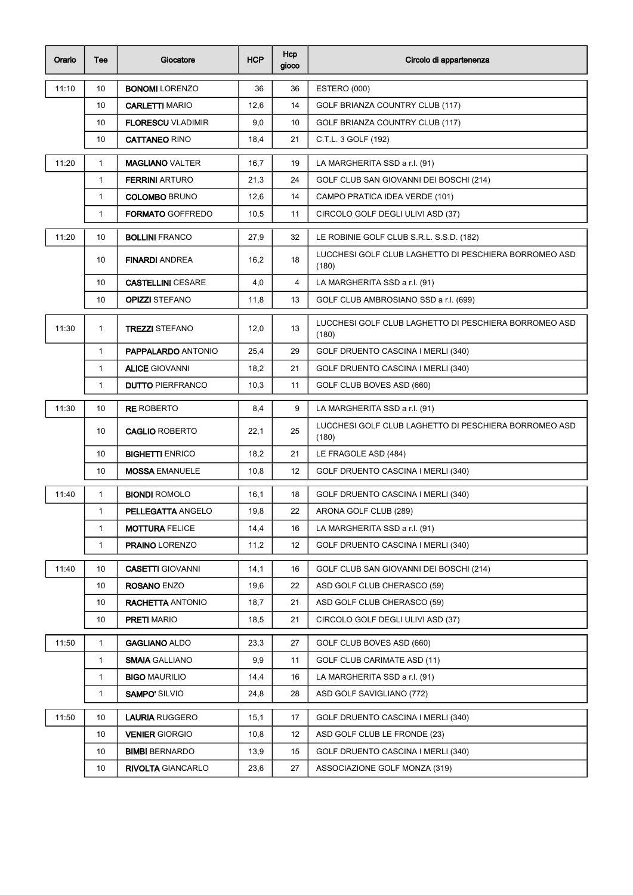| Orario | Tee | Giocatore | HCP | Hcp gioco | Circolo di appartenenza |
|---|---|---|---|---|---|
| 11:10 | 10 | **BONOMI** LORENZO | 36 | 36 | ESTERO (000) |
| | 10 | **CARLETTI** MARIO | 12,6 | 14 | GOLF BRIANZA COUNTRY CLUB (117) |
| | 10 | **FLORESCU** VLADIMIR | 9,0 | 10 | GOLF BRIANZA COUNTRY CLUB (117) |
| | 10 | **CATTANEO** RINO | 18,4 | 21 | C.T.L. 3 GOLF (192) |
| 11:20 | 1 | **MAGLIANO** VALTER | 16,7 | 19 | LA MARGHERITA SSD a r.l. (91) |
| | 1 | **FERRINI** ARTURO | 21,3 | 24 | GOLF CLUB SAN GIOVANNI DEI BOSCHI (214) |
| | 1 | **COLOMBO** BRUNO | 12,6 | 14 | CAMPO PRATICA IDEA VERDE (101) |
| | 1 | **FORMATO** GOFFREDO | 10,5 | 11 | CIRCOLO GOLF DEGLI ULIVI ASD (37) |
| 11:20 | 10 | **BOLLINI** FRANCO | 27,9 | 32 | LE ROBINIE GOLF CLUB S.R.L. S.S.D. (182) |
| | 10 | **FINARDI** ANDREA | 16,2 | 18 | LUCCHESI GOLF CLUB LAGHETTO DI PESCHIERA BORROMEO ASD (180) |
| | 10 | **CASTELLINI** CESARE | 4,0 | 4 | LA MARGHERITA SSD a r.l. (91) |
| | 10 | **OPIZZI** STEFANO | 11,8 | 13 | GOLF CLUB AMBROSIANO SSD a r.l. (699) |
| 11:30 | 1 | **TREZZI** STEFANO | 12,0 | 13 | LUCCHESI GOLF CLUB LAGHETTO DI PESCHIERA BORROMEO ASD (180) |
| | 1 | **PAPPALARDO** ANTONIO | 25,4 | 29 | GOLF DRUENTO CASCINA I MERLI (340) |
| | 1 | **ALICE** GIOVANNI | 18,2 | 21 | GOLF DRUENTO CASCINA I MERLI (340) |
| | 1 | **DUTTO** PIERFRANCO | 10,3 | 11 | GOLF CLUB BOVES ASD (660) |
| 11:30 | 10 | **RE** ROBERTO | 8,4 | 9 | LA MARGHERITA SSD a r.l. (91) |
| | 10 | **CAGLIO** ROBERTO | 22,1 | 25 | LUCCHESI GOLF CLUB LAGHETTO DI PESCHIERA BORROMEO ASD (180) |
| | 10 | **BIGHETTI** ENRICO | 18,2 | 21 | LE FRAGOLE ASD (484) |
| | 10 | **MOSSA** EMANUELE | 10,8 | 12 | GOLF DRUENTO CASCINA I MERLI (340) |
| 11:40 | 1 | **BIONDI** ROMOLO | 16,1 | 18 | GOLF DRUENTO CASCINA I MERLI (340) |
| | 1 | **PELLEGATTA** ANGELO | 19,8 | 22 | ARONA GOLF CLUB (289) |
| | 1 | **MOTTURA** FELICE | 14,4 | 16 | LA MARGHERITA SSD a r.l. (91) |
| | 1 | **PRAINO** LORENZO | 11,2 | 12 | GOLF DRUENTO CASCINA I MERLI (340) |
| 11:40 | 10 | **CASETTI** GIOVANNI | 14,1 | 16 | GOLF CLUB SAN GIOVANNI DEI BOSCHI (214) |
| | 10 | **ROSANO** ENZO | 19,6 | 22 | ASD GOLF CLUB CHERASCO (59) |
| | 10 | **RACHETTA** ANTONIO | 18,7 | 21 | ASD GOLF CLUB CHERASCO (59) |
| | 10 | **PRETI** MARIO | 18,5 | 21 | CIRCOLO GOLF DEGLI ULIVI ASD (37) |
| 11:50 | 1 | **GAGLIANO** ALDO | 23,3 | 27 | GOLF CLUB BOVES ASD (660) |
| | 1 | **SMAIA** GALLIANO | 9,9 | 11 | GOLF CLUB CARIMATE ASD (11) |
| | 1 | **BIGO** MAURILIO | 14,4 | 16 | LA MARGHERITA SSD a r.l. (91) |
| | 1 | **SAMPO'** SILVIO | 24,8 | 28 | ASD GOLF SAVIGLIANO (772) |
| 11:50 | 10 | **LAURIA** RUGGERO | 15,1 | 17 | GOLF DRUENTO CASCINA I MERLI (340) |
| | 10 | **VENIER** GIORGIO | 10,8 | 12 | ASD GOLF CLUB LE FRONDE (23) |
| | 10 | **BIMBI** BERNARDO | 13,9 | 15 | GOLF DRUENTO CASCINA I MERLI (340) |
| | 10 | **RIVOLTA** GIANCARLO | 23,6 | 27 | ASSOCIAZIONE GOLF MONZA (319) |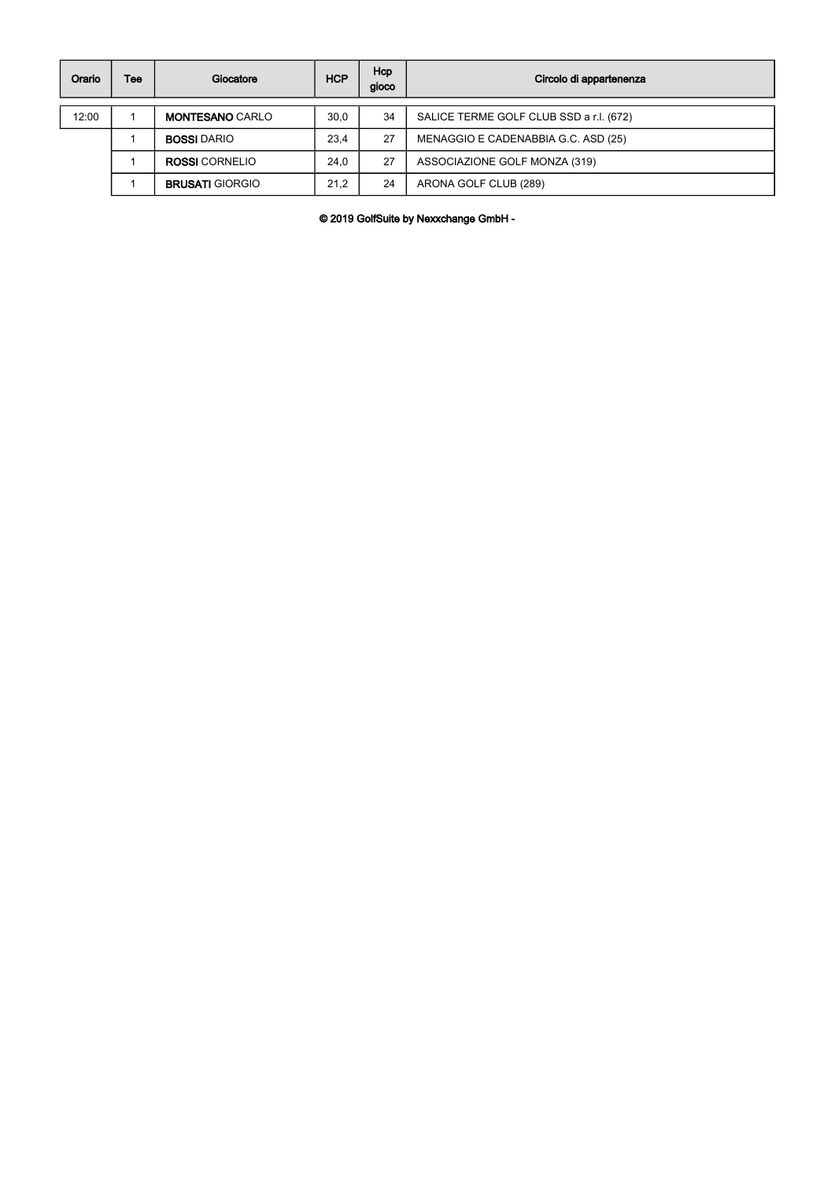| Orario | Tee | Giocatore | HCP | Hcp gioco | Circolo di appartenenza |
|---|---|---|---|---|---|
| 12:00 | 1 | **MONTESANO** CARLO | 30,0 | 34 | SALICE TERME GOLF CLUB SSD a r.l. (672) |
| | 1 | **BOSSI** DARIO | 23,4 | 27 | MENAGGIO E CADENABBIA G.C. ASD (25) |
| | 1 | **ROSSI** CORNELIO | 24,0 | 27 | ASSOCIAZIONE GOLF MONZA (319) |
| | 1 | **BRUSATI** GIORGIO | 21,2 | 24 | ARONA GOLF CLUB (289) |

**© 2019 GolfSuite by Nexxchange GmbH -**